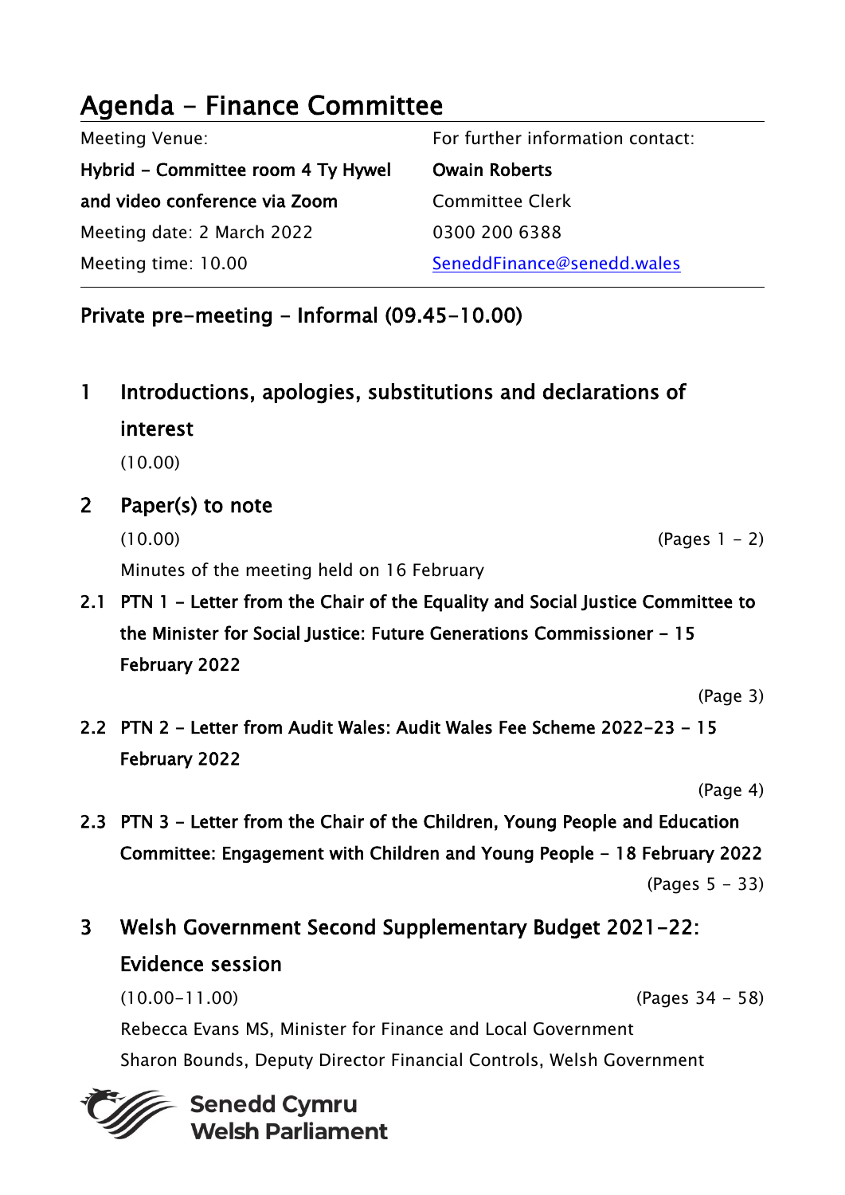# Agenda - Finance Committee

| Meeting Venue: | For further information contact: |
|---|---|
| **Hybrid – Committee room 4 Ty Hywel and video conference via Zoom** | **Owain Roberts** |
| | Committee Clerk |
| Meeting date: 2 March 2022 | 0300 200 6388 |
| Meeting time: 10.00 | SeneddFinance@senedd.wales |

## Private pre-meeting – Informal (09.45-10.00)

## 1 Introductions, apologies, substitutions and declarations of interest

(10.00)

## 2 Paper(s) to note

(10.00) (Pages 1 - 2)

Minutes of the meeting held on 16 February

### 2.1 PTN 1 – Letter from the Chair of the Equality and Social Justice Committee to the Minister for Social Justice: Future Generations Commissioner – 15 February 2022

(Page 3)

### 2.2 PTN 2 – Letter from Audit Wales: Audit Wales Fee Scheme 2022-23 – 15 February 2022

(Page 4)

### 2.3 PTN 3 – Letter from the Chair of the Children, Young People and Education Committee: Engagement with Children and Young People – 18 February 2022

(Pages 5 - 33)

## 3 Welsh Government Second Supplementary Budget 2021-22: Evidence session

(10.00-11.00) (Pages 34 - 58)

Rebecca Evans MS, Minister for Finance and Local Government

Sharon Bounds, Deputy Director Financial Controls, Welsh Government

**Senedd Cymru**
**Welsh Parliament**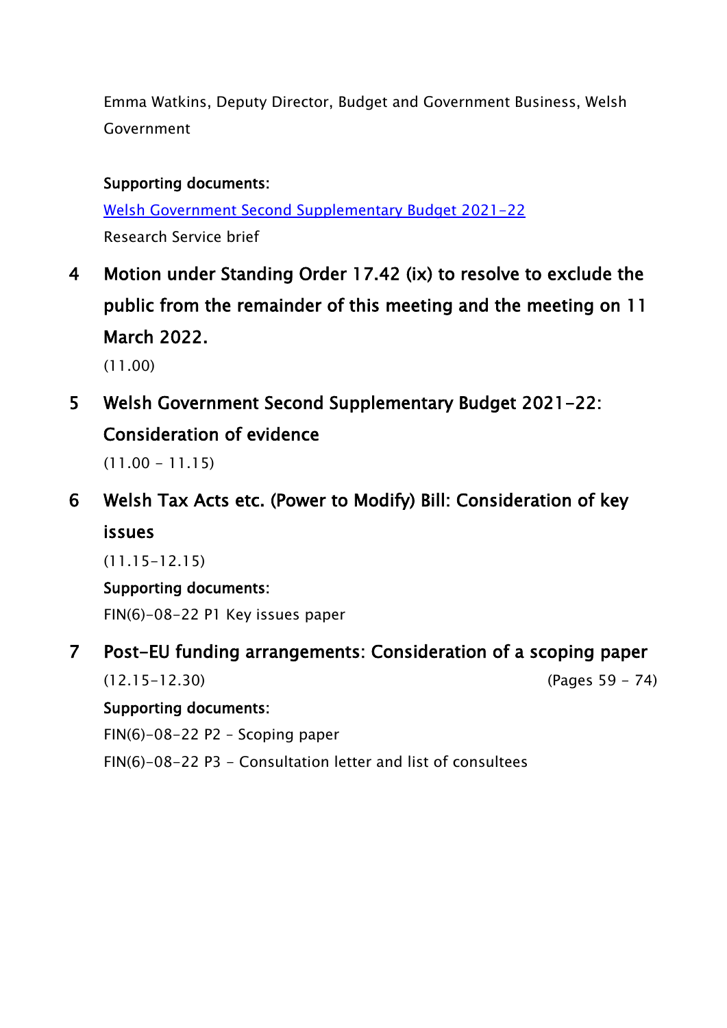Emma Watkins, Deputy Director, Budget and Government Business, Welsh Government

**Supporting documents:**

Welsh Government Second Supplementary Budget 2021-22

Research Service brief

## 4 Motion under Standing Order 17.42 (ix) to resolve to exclude the public from the remainder of this meeting and the meeting on 11 March 2022.

(11.00)

## 5 Welsh Government Second Supplementary Budget 2021-22: Consideration of evidence

(11.00 - 11.15)

## 6 Welsh Tax Acts etc. (Power to Modify) Bill: Consideration of key issues

(11.15-12.15)

**Supporting documents:**

FIN(6)-08-22 P1 Key issues paper

## 7 Post-EU funding arrangements: Consideration of a scoping paper

(12.15-12.30) (Pages 59 - 74)

**Supporting documents:**

FIN(6)-08-22 P2 - Scoping paper

FIN(6)-08-22 P3 - Consultation letter and list of consultees